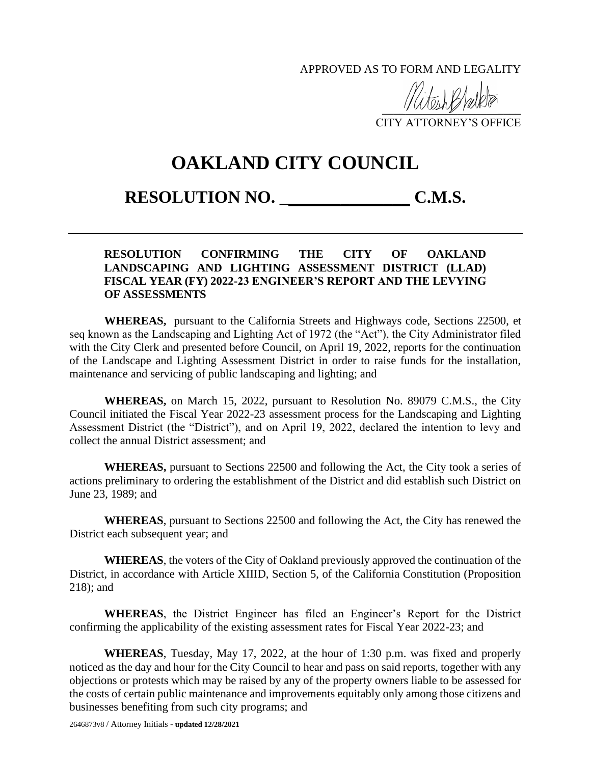APPROVED AS TO FORM AND LEGALITY

CITY ATTORNEY'S OFFICE

# OAKLAND CITY COUNCIL

## RESOLUTION NO. ______________ C.M.S.

**RESOLUTION CONFIRMING THE CITY OF OAKLAND LANDSCAPING AND LIGHTING ASSESSMENT DISTRICT (LLAD) FISCAL YEAR (FY) 2022-23 ENGINEER'S REPORT AND THE LEVYING OF ASSESSMENTS**

**WHEREAS,** pursuant to the California Streets and Highways code, Sections 22500, et seq known as the Landscaping and Lighting Act of 1972 (the "Act"), the City Administrator filed with the City Clerk and presented before Council, on April 19, 2022, reports for the continuation of the Landscape and Lighting Assessment District in order to raise funds for the installation, maintenance and servicing of public landscaping and lighting; and

**WHEREAS,** on March 15, 2022, pursuant to Resolution No. 89079 C.M.S., the City Council initiated the Fiscal Year 2022-23 assessment process for the Landscaping and Lighting Assessment District (the "District"), and on April 19, 2022, declared the intention to levy and collect the annual District assessment; and

**WHEREAS,** pursuant to Sections 22500 and following the Act, the City took a series of actions preliminary to ordering the establishment of the District and did establish such District on June 23, 1989; and

**WHEREAS**, pursuant to Sections 22500 and following the Act, the City has renewed the District each subsequent year; and

**WHEREAS**, the voters of the City of Oakland previously approved the continuation of the District, in accordance with Article XIIID, Section 5, of the California Constitution (Proposition 218); and

**WHEREAS**, the District Engineer has filed an Engineer's Report for the District confirming the applicability of the existing assessment rates for Fiscal Year 2022-23; and

**WHEREAS**, Tuesday, May 17, 2022, at the hour of 1:30 p.m. was fixed and properly noticed as the day and hour for the City Council to hear and pass on said reports, together with any objections or protests which may be raised by any of the property owners liable to be assessed for the costs of certain public maintenance and improvements equitably only among those citizens and businesses benefiting from such city programs; and

2646873v8 / Attorney Initials - **updated 12/28/2021**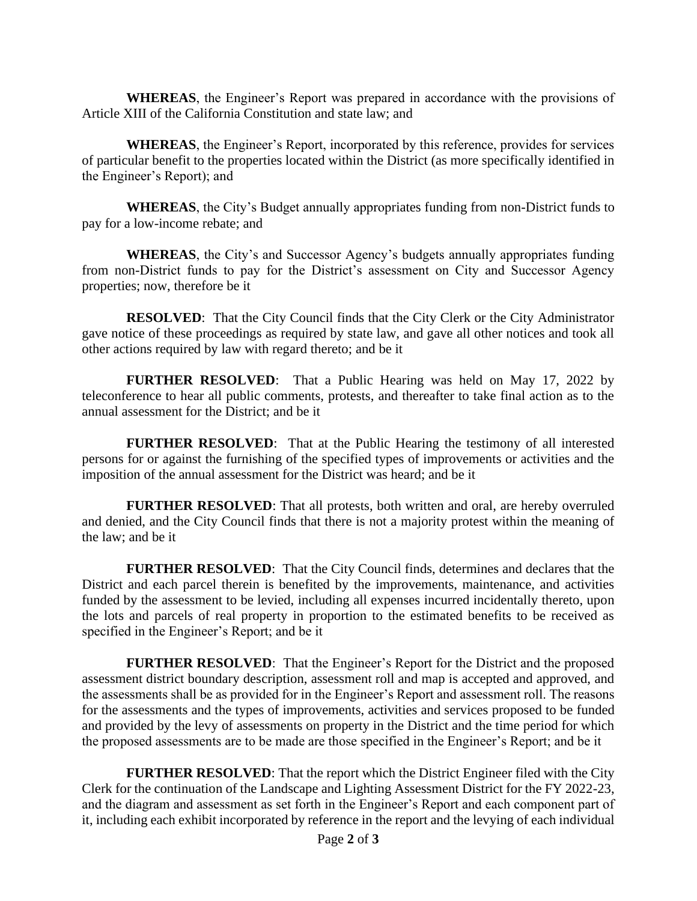**WHEREAS**, the Engineer's Report was prepared in accordance with the provisions of Article XIII of the California Constitution and state law; and

**WHEREAS**, the Engineer's Report, incorporated by this reference, provides for services of particular benefit to the properties located within the District (as more specifically identified in the Engineer's Report); and

**WHEREAS**, the City's Budget annually appropriates funding from non-District funds to pay for a low-income rebate; and

**WHEREAS**, the City's and Successor Agency's budgets annually appropriates funding from non-District funds to pay for the District's assessment on City and Successor Agency properties; now, therefore be it

**RESOLVED**: That the City Council finds that the City Clerk or the City Administrator gave notice of these proceedings as required by state law, and gave all other notices and took all other actions required by law with regard thereto; and be it

**FURTHER RESOLVED**: That a Public Hearing was held on May 17, 2022 by teleconference to hear all public comments, protests, and thereafter to take final action as to the annual assessment for the District; and be it

**FURTHER RESOLVED**: That at the Public Hearing the testimony of all interested persons for or against the furnishing of the specified types of improvements or activities and the imposition of the annual assessment for the District was heard; and be it

**FURTHER RESOLVED**: That all protests, both written and oral, are hereby overruled and denied, and the City Council finds that there is not a majority protest within the meaning of the law; and be it

**FURTHER RESOLVED**: That the City Council finds, determines and declares that the District and each parcel therein is benefited by the improvements, maintenance, and activities funded by the assessment to be levied, including all expenses incurred incidentally thereto, upon the lots and parcels of real property in proportion to the estimated benefits to be received as specified in the Engineer's Report; and be it

**FURTHER RESOLVED**: That the Engineer's Report for the District and the proposed assessment district boundary description, assessment roll and map is accepted and approved, and the assessments shall be as provided for in the Engineer's Report and assessment roll. The reasons for the assessments and the types of improvements, activities and services proposed to be funded and provided by the levy of assessments on property in the District and the time period for which the proposed assessments are to be made are those specified in the Engineer's Report; and be it

**FURTHER RESOLVED**: That the report which the District Engineer filed with the City Clerk for the continuation of the Landscape and Lighting Assessment District for the FY 2022-23, and the diagram and assessment as set forth in the Engineer's Report and each component part of it, including each exhibit incorporated by reference in the report and the levying of each individual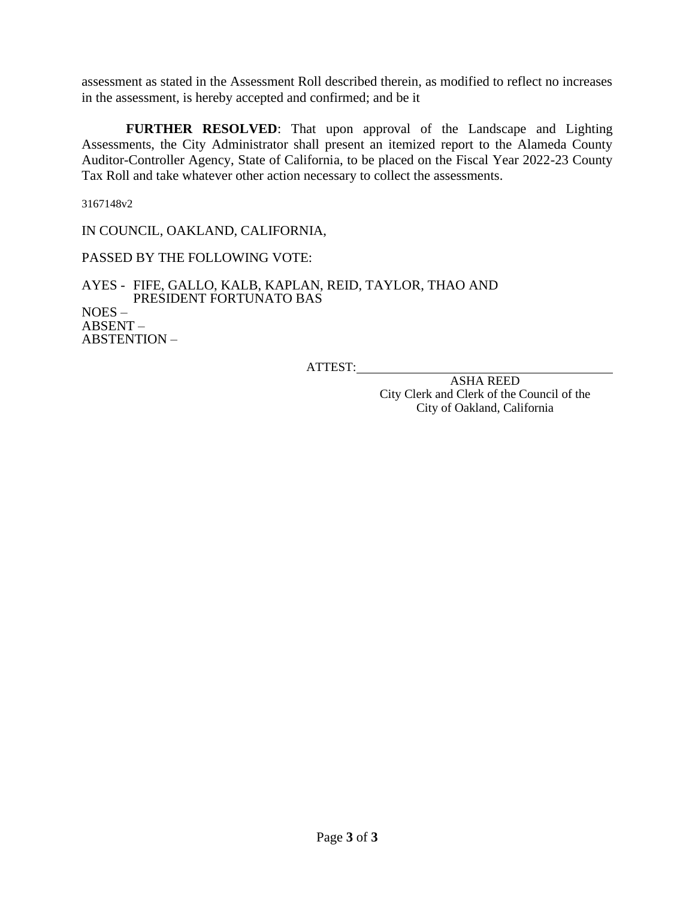assessment as stated in the Assessment Roll described therein, as modified to reflect no increases in the assessment, is hereby accepted and confirmed; and be it

**FURTHER RESOLVED**: That upon approval of the Landscape and Lighting Assessments, the City Administrator shall present an itemized report to the Alameda County Auditor-Controller Agency, State of California, to be placed on the Fiscal Year 2022-23 County Tax Roll and take whatever other action necessary to collect the assessments.

3167148v2

IN COUNCIL, OAKLAND, CALIFORNIA,

PASSED BY THE FOLLOWING VOTE:

AYES - FIFE, GALLO, KALB, KAPLAN, REID, TAYLOR, THAO AND PRESIDENT FORTUNATO BAS
NOES –
ABSENT –
ABSTENTION –

ATTEST: ______________________________

ASHA REED
City Clerk and Clerk of the Council of the
City of Oakland, California